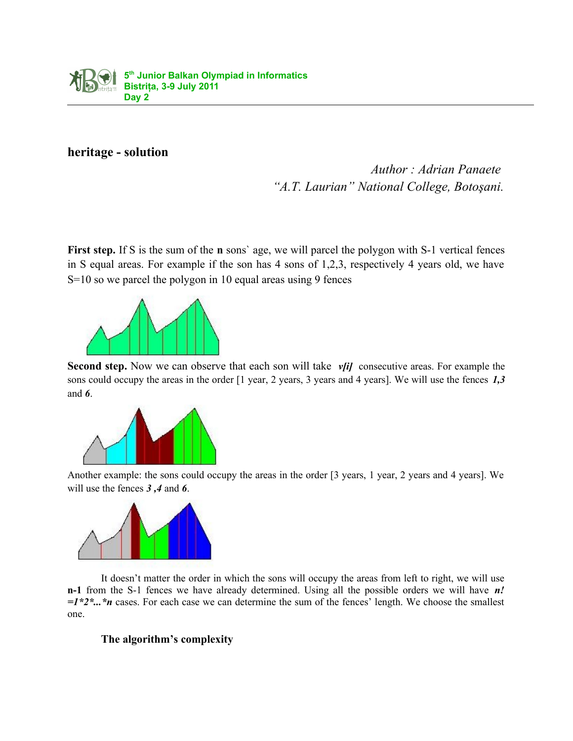# heritage - solution

*Author : Adrian Panaete*
*"A.T. Laurian" National College, Botoşani.*

**First step.** If S is the sum of the **n** sons` age, we will parcel the polygon with S-1 vertical fences in S equal areas. For example if the son has 4 sons of 1,2,3, respectively 4 years old, we have S=10 so we parcel the polygon in 10 equal areas using 9 fences

**Second step.** Now we can observe that each son will take ***v[i]*** consecutive areas. For example the sons could occupy the areas in the order [1 year, 2 years, 3 years and 4 years]. We will use the fences ***1,3*** and ***6***.

Another example: the sons could occupy the areas in the order [3 years, 1 year, 2 years and 4 years]. We will use the fences ***3 ,4*** and ***6***.

It doesn't matter the order in which the sons will occupy the areas from left to right, we will use **n-1** from the S-1 fences we have already determined. Using all the possible orders we will have ***n! =1\*2\*...\*n*** cases. For each case we can determine the sum of the fences' length. We choose the smallest one.

**The algorithm's complexity**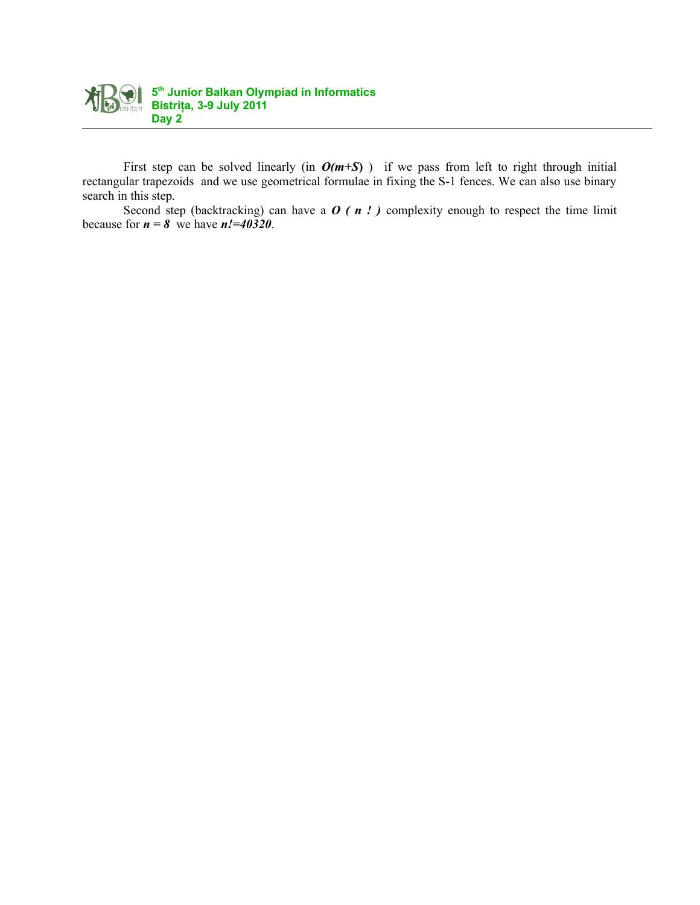First step can be solved linearly (in $O(m+S)$ ) if we pass from left to right through initial rectangular trapezoids and we use geometrical formulae in fixing the S-1 fences. We can also use binary search in this step.

Second step (backtracking) can have a $O(n!)$ complexity enough to respect the time limit because for $n = 8$ we have $n!=40320$.